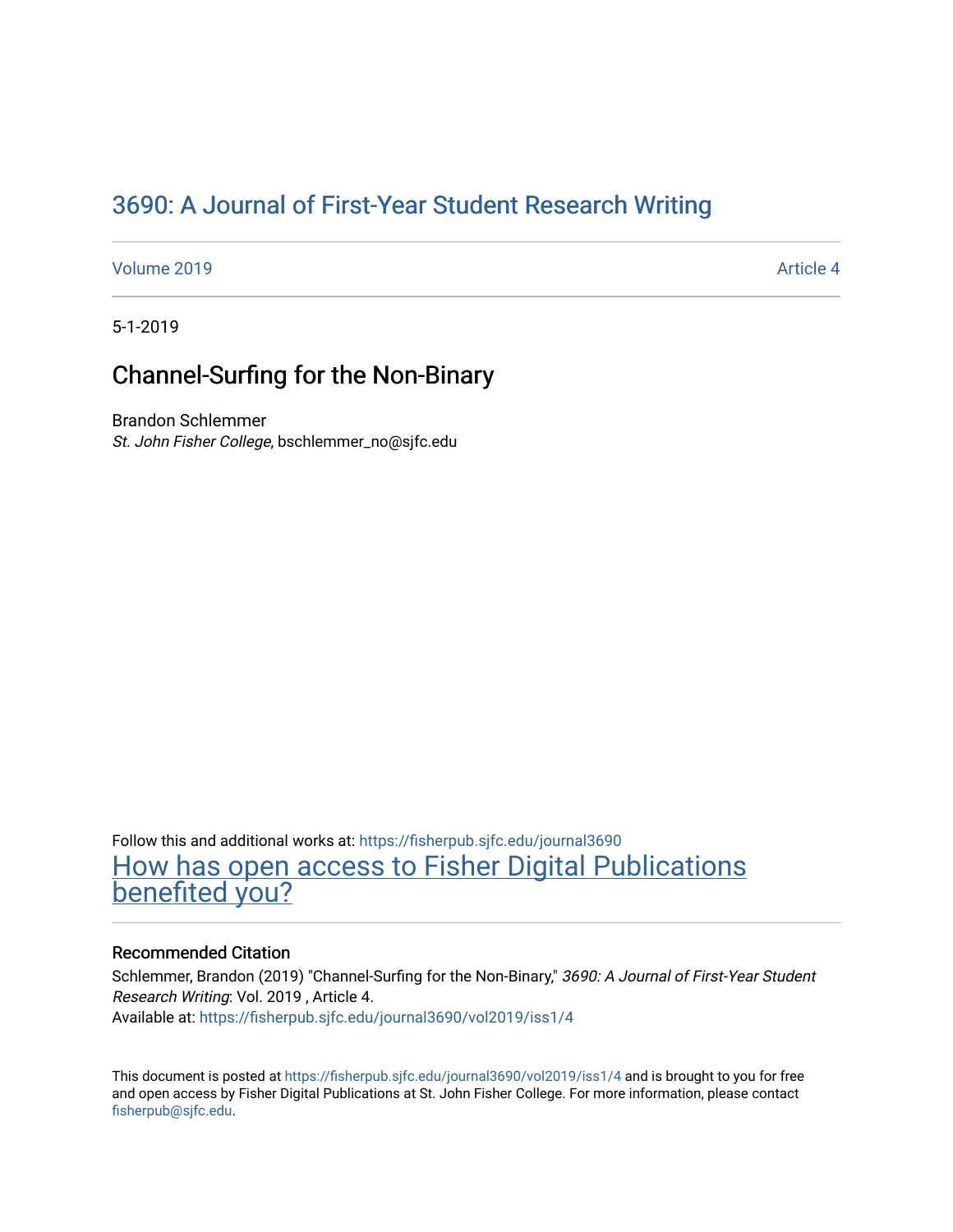# 3690: A Journal of First-Year Student Research Writing

Volume 2019 Article 4

5-1-2019

## Channel-Surfing for the Non-Binary

Brandon Schlemmer
*St. John Fisher College*, bschlemmer_no@sjfc.edu

Follow this and additional works at: https://fisherpub.sjfc.edu/journal3690

How has open access to Fisher Digital Publications benefited you?

### Recommended Citation

Schlemmer, Brandon (2019) "Channel-Surfing for the Non-Binary," *3690: A Journal of First-Year Student Research Writing*: Vol. 2019 , Article 4.
Available at: https://fisherpub.sjfc.edu/journal3690/vol2019/iss1/4

This document is posted at https://fisherpub.sjfc.edu/journal3690/vol2019/iss1/4 and is brought to you for free and open access by Fisher Digital Publications at St. John Fisher College. For more information, please contact fisherpub@sjfc.edu.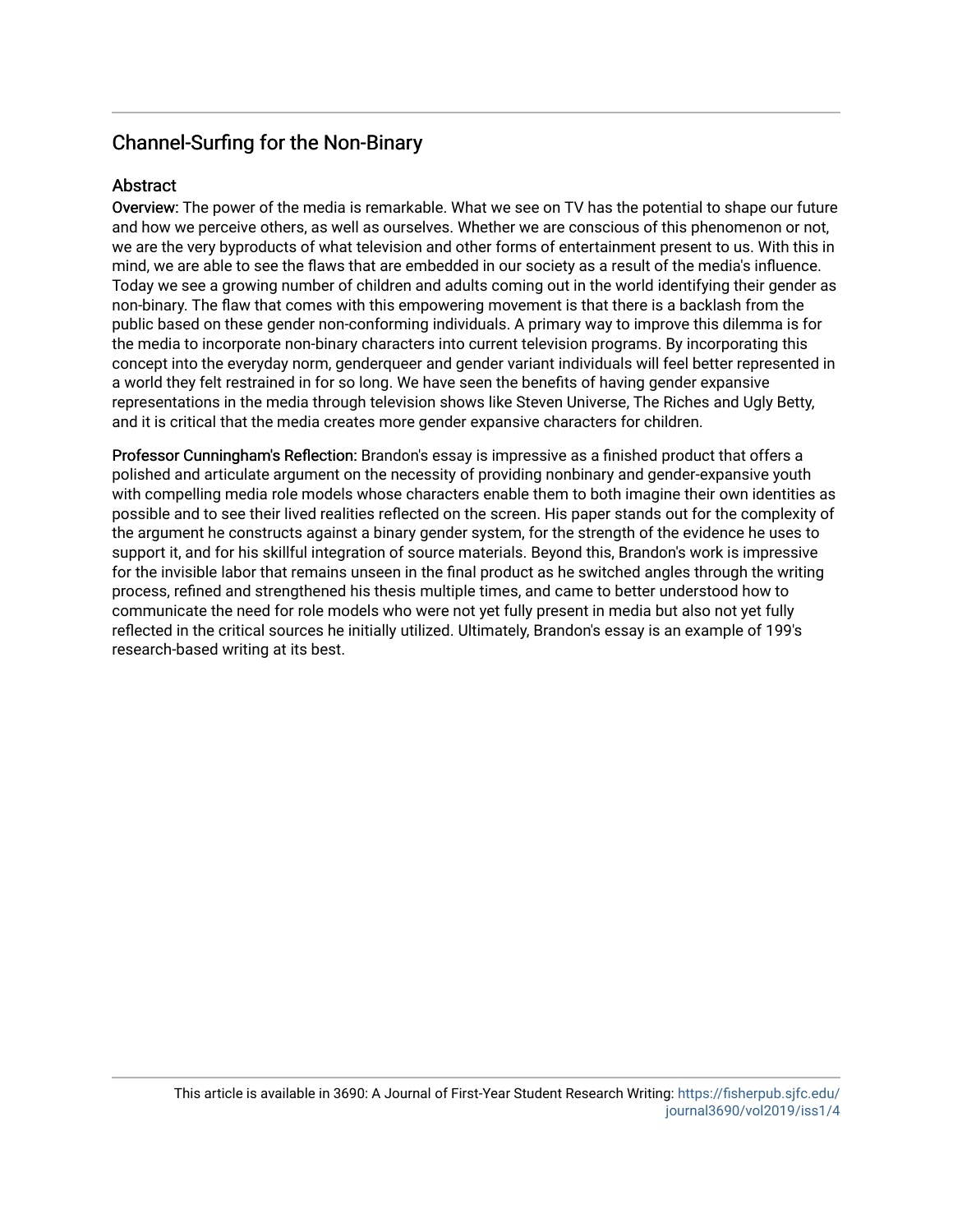# Channel-Surfing for the Non-Binary

## Abstract

**Overview:** The power of the media is remarkable. What we see on TV has the potential to shape our future and how we perceive others, as well as ourselves. Whether we are conscious of this phenomenon or not, we are the very byproducts of what television and other forms of entertainment present to us. With this in mind, we are able to see the flaws that are embedded in our society as a result of the media's influence. Today we see a growing number of children and adults coming out in the world identifying their gender as non-binary. The flaw that comes with this empowering movement is that there is a backlash from the public based on these gender non-conforming individuals. A primary way to improve this dilemma is for the media to incorporate non-binary characters into current television programs. By incorporating this concept into the everyday norm, genderqueer and gender variant individuals will feel better represented in a world they felt restrained in for so long. We have seen the benefits of having gender expansive representations in the media through television shows like Steven Universe, The Riches and Ugly Betty, and it is critical that the media creates more gender expansive characters for children.

**Professor Cunningham's Reflection:** Brandon's essay is impressive as a finished product that offers a polished and articulate argument on the necessity of providing nonbinary and gender-expansive youth with compelling media role models whose characters enable them to both imagine their own identities as possible and to see their lived realities reflected on the screen. His paper stands out for the complexity of the argument he constructs against a binary gender system, for the strength of the evidence he uses to support it, and for his skillful integration of source materials. Beyond this, Brandon's work is impressive for the invisible labor that remains unseen in the final product as he switched angles through the writing process, refined and strengthened his thesis multiple times, and came to better understood how to communicate the need for role models who were not yet fully present in media but also not yet fully reflected in the critical sources he initially utilized. Ultimately, Brandon's essay is an example of 199's research-based writing at its best.

This article is available in 3690: A Journal of First-Year Student Research Writing: https://fisherpub.sjfc.edu/journal3690/vol2019/iss1/4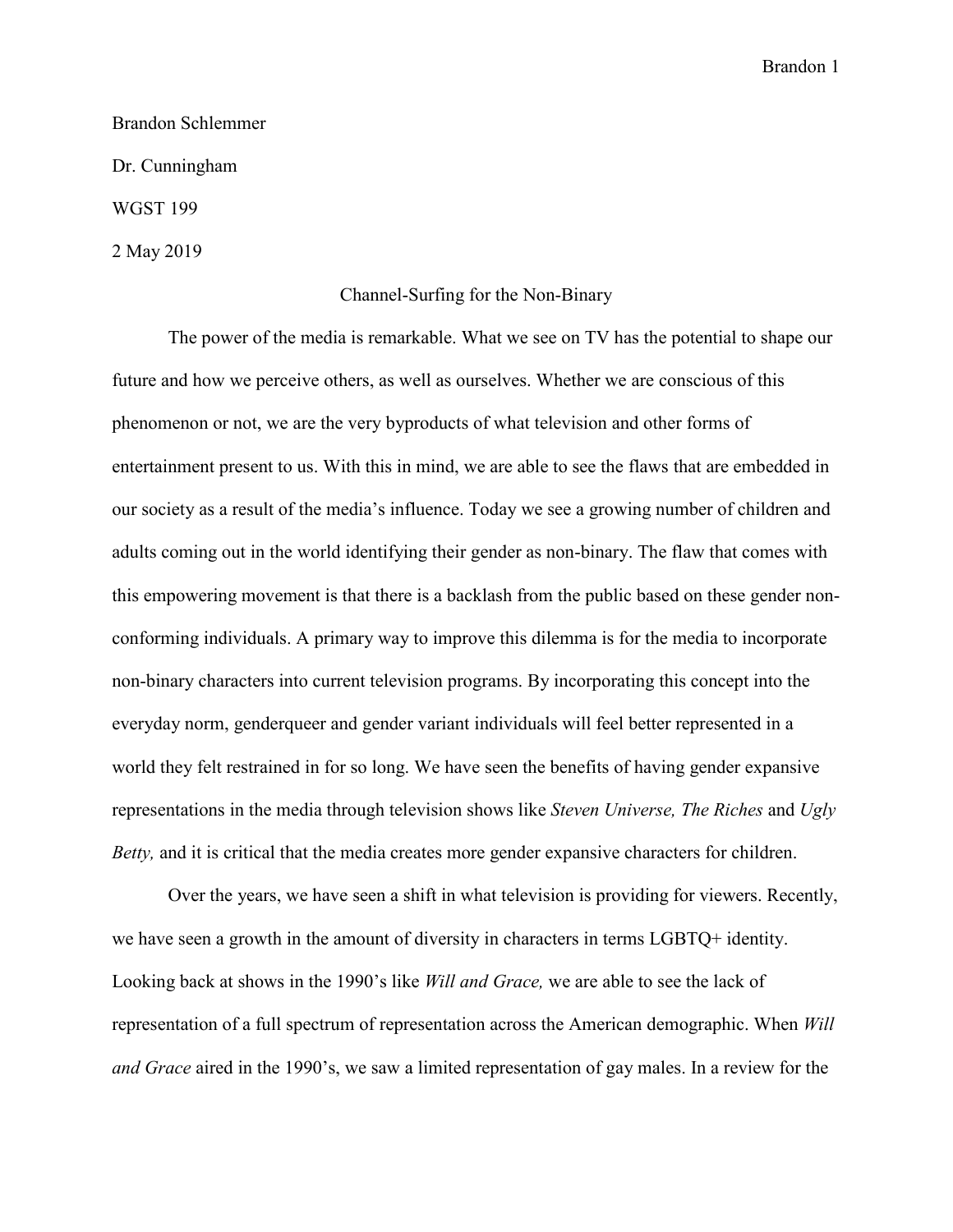Brandon Schlemmer

Dr. Cunningham

WGST 199

2 May 2019

# Channel-Surfing for the Non-Binary

The power of the media is remarkable. What we see on TV has the potential to shape our future and how we perceive others, as well as ourselves. Whether we are conscious of this phenomenon or not, we are the very byproducts of what television and other forms of entertainment present to us. With this in mind, we are able to see the flaws that are embedded in our society as a result of the media's influence. Today we see a growing number of children and adults coming out in the world identifying their gender as non-binary. The flaw that comes with this empowering movement is that there is a backlash from the public based on these gender non-conforming individuals. A primary way to improve this dilemma is for the media to incorporate non-binary characters into current television programs. By incorporating this concept into the everyday norm, genderqueer and gender variant individuals will feel better represented in a world they felt restrained in for so long. We have seen the benefits of having gender expansive representations in the media through television shows like *Steven Universe, The Riches* and *Ugly Betty,* and it is critical that the media creates more gender expansive characters for children.

Over the years, we have seen a shift in what television is providing for viewers. Recently, we have seen a growth in the amount of diversity in characters in terms LGBTQ+ identity. Looking back at shows in the 1990's like *Will and Grace,* we are able to see the lack of representation of a full spectrum of representation across the American demographic. When *Will and Grace* aired in the 1990's, we saw a limited representation of gay males. In a review for the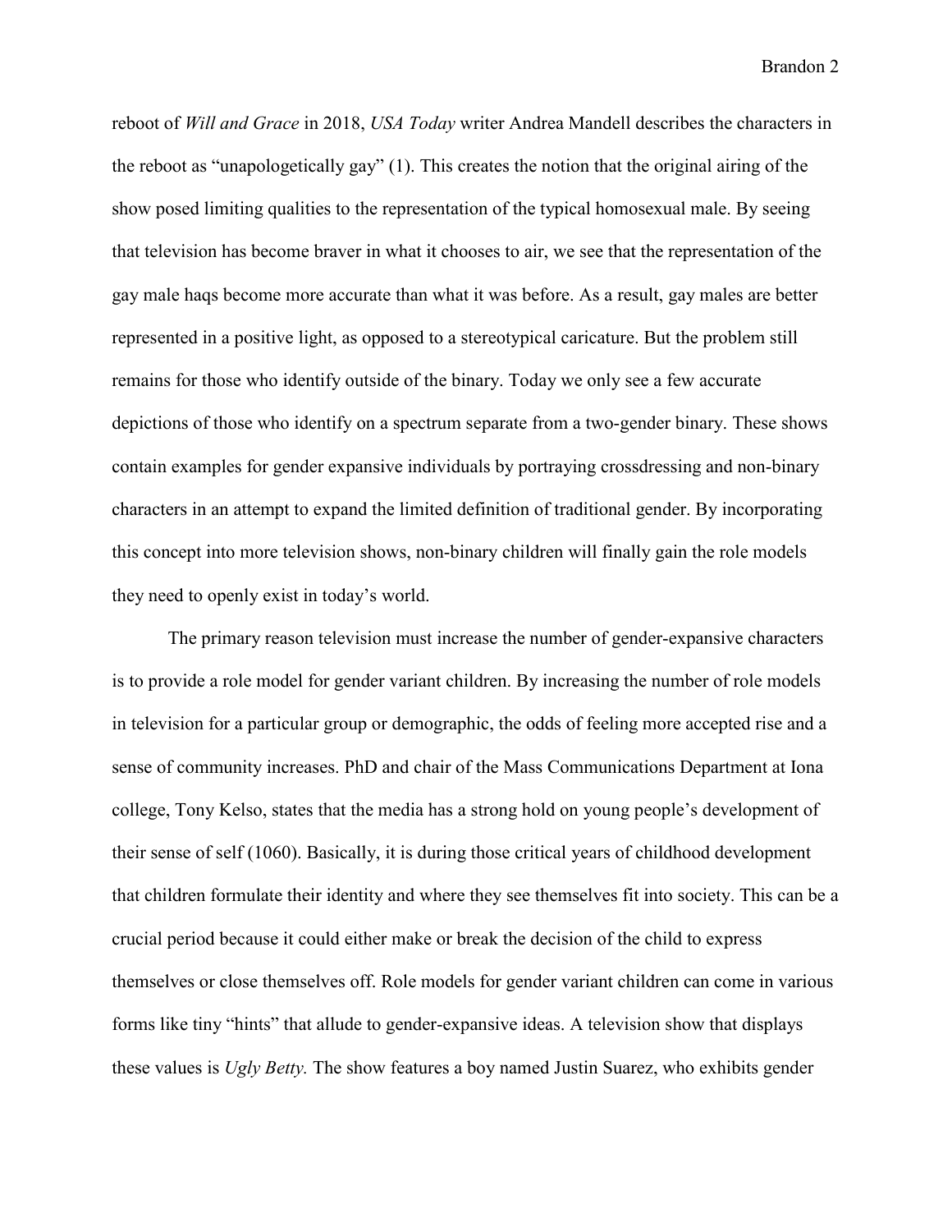reboot of *Will and Grace* in 2018, *USA Today* writer Andrea Mandell describes the characters in the reboot as "unapologetically gay" (1). This creates the notion that the original airing of the show posed limiting qualities to the representation of the typical homosexual male. By seeing that television has become braver in what it chooses to air, we see that the representation of the gay male haqs become more accurate than what it was before. As a result, gay males are better represented in a positive light, as opposed to a stereotypical caricature. But the problem still remains for those who identify outside of the binary. Today we only see a few accurate depictions of those who identify on a spectrum separate from a two-gender binary. These shows contain examples for gender expansive individuals by portraying crossdressing and non-binary characters in an attempt to expand the limited definition of traditional gender. By incorporating this concept into more television shows, non-binary children will finally gain the role models they need to openly exist in today's world.

The primary reason television must increase the number of gender-expansive characters is to provide a role model for gender variant children. By increasing the number of role models in television for a particular group or demographic, the odds of feeling more accepted rise and a sense of community increases. PhD and chair of the Mass Communications Department at Iona college, Tony Kelso, states that the media has a strong hold on young people's development of their sense of self (1060). Basically, it is during those critical years of childhood development that children formulate their identity and where they see themselves fit into society. This can be a crucial period because it could either make or break the decision of the child to express themselves or close themselves off. Role models for gender variant children can come in various forms like tiny "hints" that allude to gender-expansive ideas. A television show that displays these values is *Ugly Betty.* The show features a boy named Justin Suarez, who exhibits gender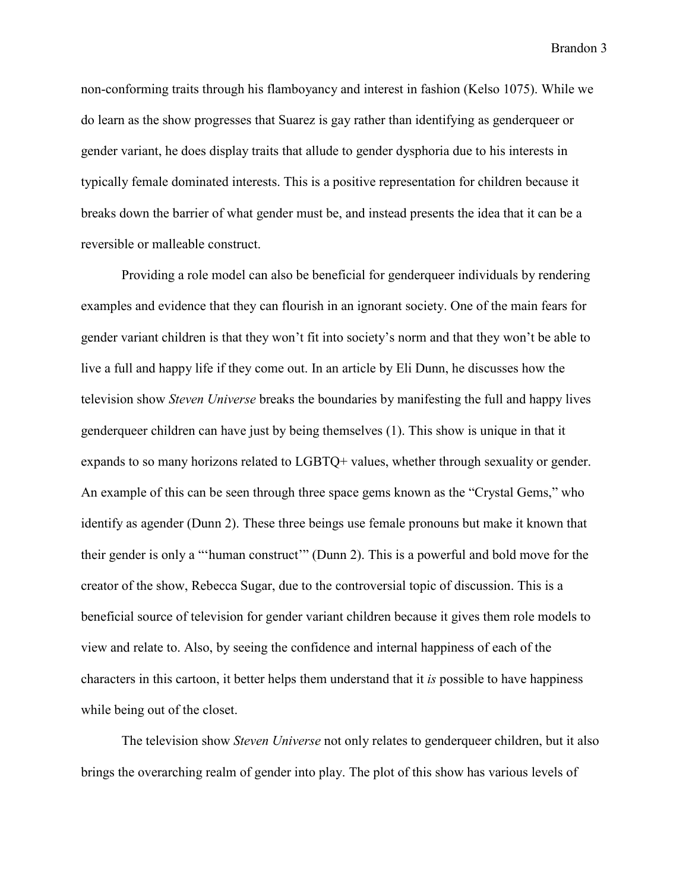non-conforming traits through his flamboyancy and interest in fashion (Kelso 1075). While we do learn as the show progresses that Suarez is gay rather than identifying as genderqueer or gender variant, he does display traits that allude to gender dysphoria due to his interests in typically female dominated interests. This is a positive representation for children because it breaks down the barrier of what gender must be, and instead presents the idea that it can be a reversible or malleable construct.

Providing a role model can also be beneficial for genderqueer individuals by rendering examples and evidence that they can flourish in an ignorant society. One of the main fears for gender variant children is that they won't fit into society's norm and that they won't be able to live a full and happy life if they come out. In an article by Eli Dunn, he discusses how the television show *Steven Universe* breaks the boundaries by manifesting the full and happy lives genderqueer children can have just by being themselves (1). This show is unique in that it expands to so many horizons related to LGBTQ+ values, whether through sexuality or gender. An example of this can be seen through three space gems known as the "Crystal Gems," who identify as agender (Dunn 2). These three beings use female pronouns but make it known that their gender is only a "'human construct'" (Dunn 2). This is a powerful and bold move for the creator of the show, Rebecca Sugar, due to the controversial topic of discussion. This is a beneficial source of television for gender variant children because it gives them role models to view and relate to. Also, by seeing the confidence and internal happiness of each of the characters in this cartoon, it better helps them understand that it *is* possible to have happiness while being out of the closet.

The television show *Steven Universe* not only relates to genderqueer children, but it also brings the overarching realm of gender into play. The plot of this show has various levels of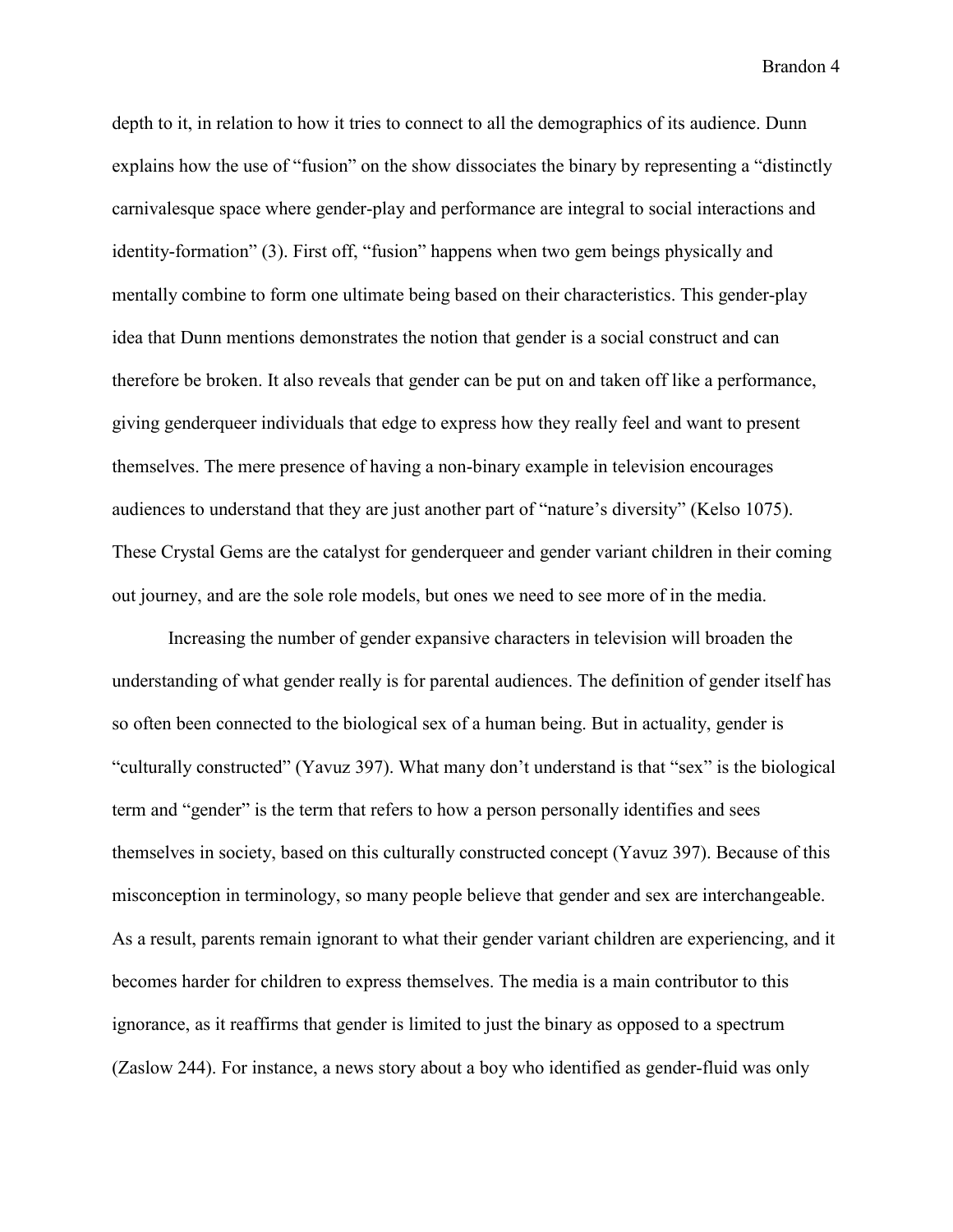depth to it, in relation to how it tries to connect to all the demographics of its audience. Dunn explains how the use of "fusion" on the show dissociates the binary by representing a "distinctly carnivalesque space where gender-play and performance are integral to social interactions and identity-formation" (3). First off, "fusion" happens when two gem beings physically and mentally combine to form one ultimate being based on their characteristics. This gender-play idea that Dunn mentions demonstrates the notion that gender is a social construct and can therefore be broken. It also reveals that gender can be put on and taken off like a performance, giving genderqueer individuals that edge to express how they really feel and want to present themselves. The mere presence of having a non-binary example in television encourages audiences to understand that they are just another part of "nature's diversity" (Kelso 1075). These Crystal Gems are the catalyst for genderqueer and gender variant children in their coming out journey, and are the sole role models, but ones we need to see more of in the media.

Increasing the number of gender expansive characters in television will broaden the understanding of what gender really is for parental audiences. The definition of gender itself has so often been connected to the biological sex of a human being. But in actuality, gender is "culturally constructed" (Yavuz 397). What many don't understand is that "sex" is the biological term and "gender" is the term that refers to how a person personally identifies and sees themselves in society, based on this culturally constructed concept (Yavuz 397). Because of this misconception in terminology, so many people believe that gender and sex are interchangeable. As a result, parents remain ignorant to what their gender variant children are experiencing, and it becomes harder for children to express themselves. The media is a main contributor to this ignorance, as it reaffirms that gender is limited to just the binary as opposed to a spectrum (Zaslow 244). For instance, a news story about a boy who identified as gender-fluid was only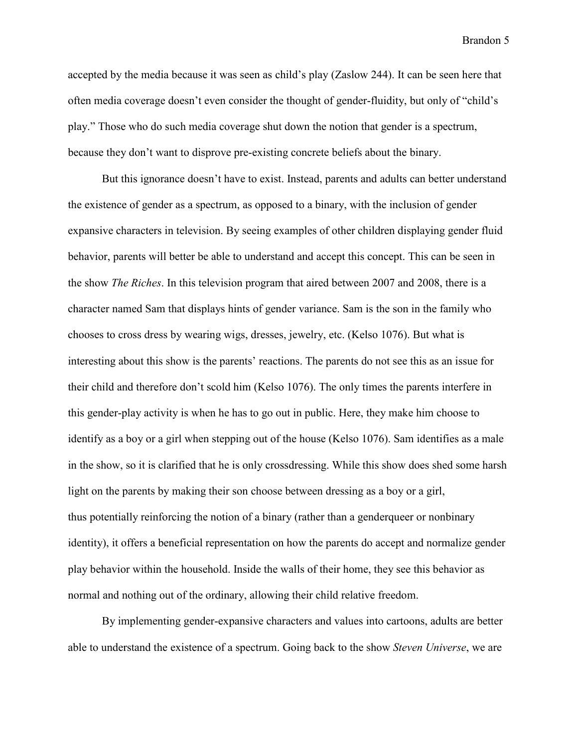accepted by the media because it was seen as child's play (Zaslow 244). It can be seen here that often media coverage doesn't even consider the thought of gender-fluidity, but only of "child's play." Those who do such media coverage shut down the notion that gender is a spectrum, because they don't want to disprove pre-existing concrete beliefs about the binary.

But this ignorance doesn't have to exist. Instead, parents and adults can better understand the existence of gender as a spectrum, as opposed to a binary, with the inclusion of gender expansive characters in television. By seeing examples of other children displaying gender fluid behavior, parents will better be able to understand and accept this concept. This can be seen in the show *The Riches*. In this television program that aired between 2007 and 2008, there is a character named Sam that displays hints of gender variance. Sam is the son in the family who chooses to cross dress by wearing wigs, dresses, jewelry, etc. (Kelso 1076). But what is interesting about this show is the parents' reactions. The parents do not see this as an issue for their child and therefore don't scold him (Kelso 1076). The only times the parents interfere in this gender-play activity is when he has to go out in public. Here, they make him choose to identify as a boy or a girl when stepping out of the house (Kelso 1076). Sam identifies as a male in the show, so it is clarified that he is only crossdressing. While this show does shed some harsh light on the parents by making their son choose between dressing as a boy or a girl, thus potentially reinforcing the notion of a binary (rather than a genderqueer or nonbinary identity), it offers a beneficial representation on how the parents do accept and normalize gender play behavior within the household. Inside the walls of their home, they see this behavior as normal and nothing out of the ordinary, allowing their child relative freedom.

By implementing gender-expansive characters and values into cartoons, adults are better able to understand the existence of a spectrum. Going back to the show *Steven Universe*, we are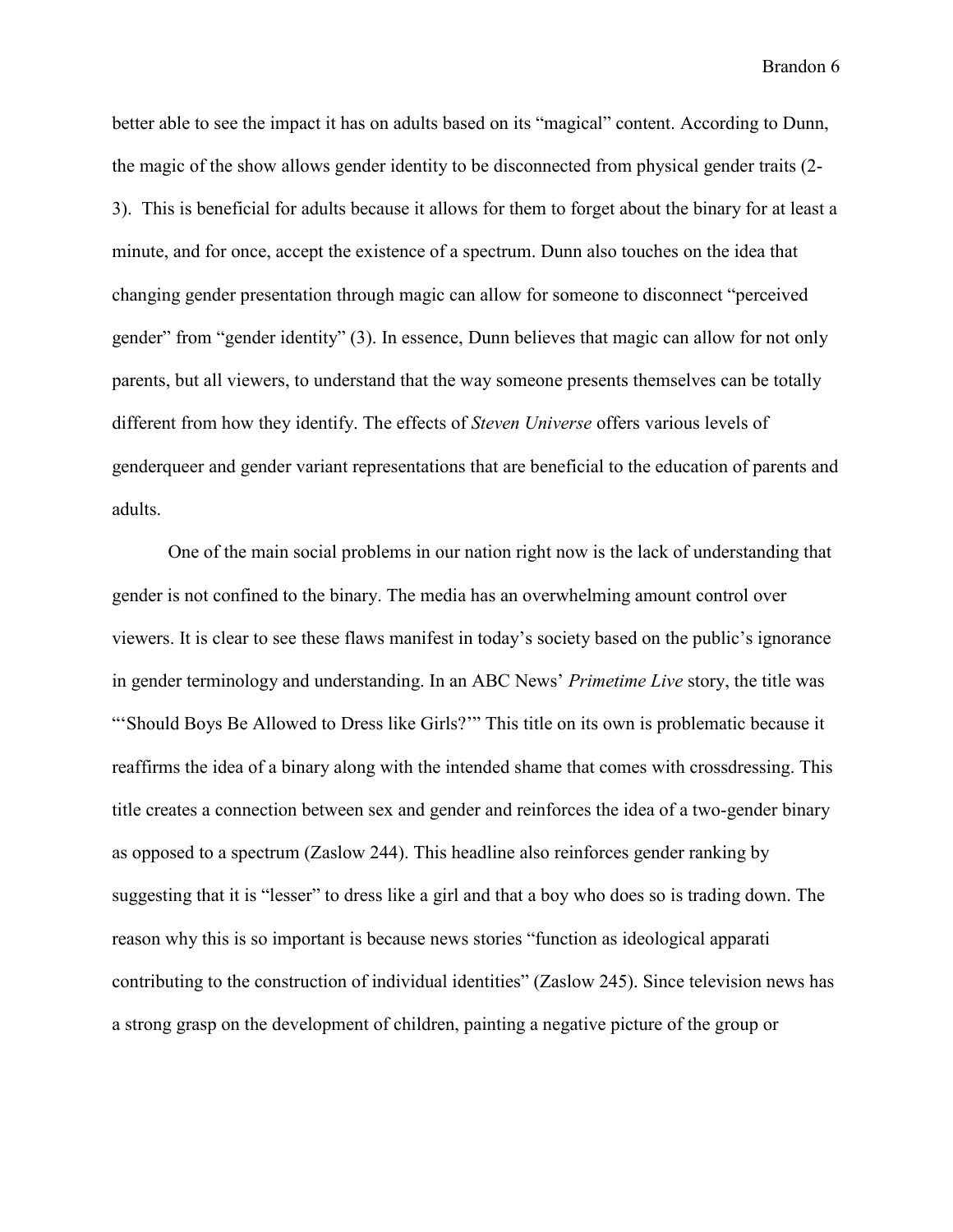better able to see the impact it has on adults based on its "magical" content. According to Dunn, the magic of the show allows gender identity to be disconnected from physical gender traits (2-3). This is beneficial for adults because it allows for them to forget about the binary for at least a minute, and for once, accept the existence of a spectrum. Dunn also touches on the idea that changing gender presentation through magic can allow for someone to disconnect "perceived gender" from "gender identity" (3). In essence, Dunn believes that magic can allow for not only parents, but all viewers, to understand that the way someone presents themselves can be totally different from how they identify. The effects of *Steven Universe* offers various levels of genderqueer and gender variant representations that are beneficial to the education of parents and adults.

One of the main social problems in our nation right now is the lack of understanding that gender is not confined to the binary. The media has an overwhelming amount control over viewers. It is clear to see these flaws manifest in today's society based on the public's ignorance in gender terminology and understanding. In an ABC News' *Primetime Live* story, the title was "'Should Boys Be Allowed to Dress like Girls?'" This title on its own is problematic because it reaffirms the idea of a binary along with the intended shame that comes with crossdressing. This title creates a connection between sex and gender and reinforces the idea of a two-gender binary as opposed to a spectrum (Zaslow 244). This headline also reinforces gender ranking by suggesting that it is "lesser" to dress like a girl and that a boy who does so is trading down. The reason why this is so important is because news stories "function as ideological apparati contributing to the construction of individual identities" (Zaslow 245). Since television news has a strong grasp on the development of children, painting a negative picture of the group or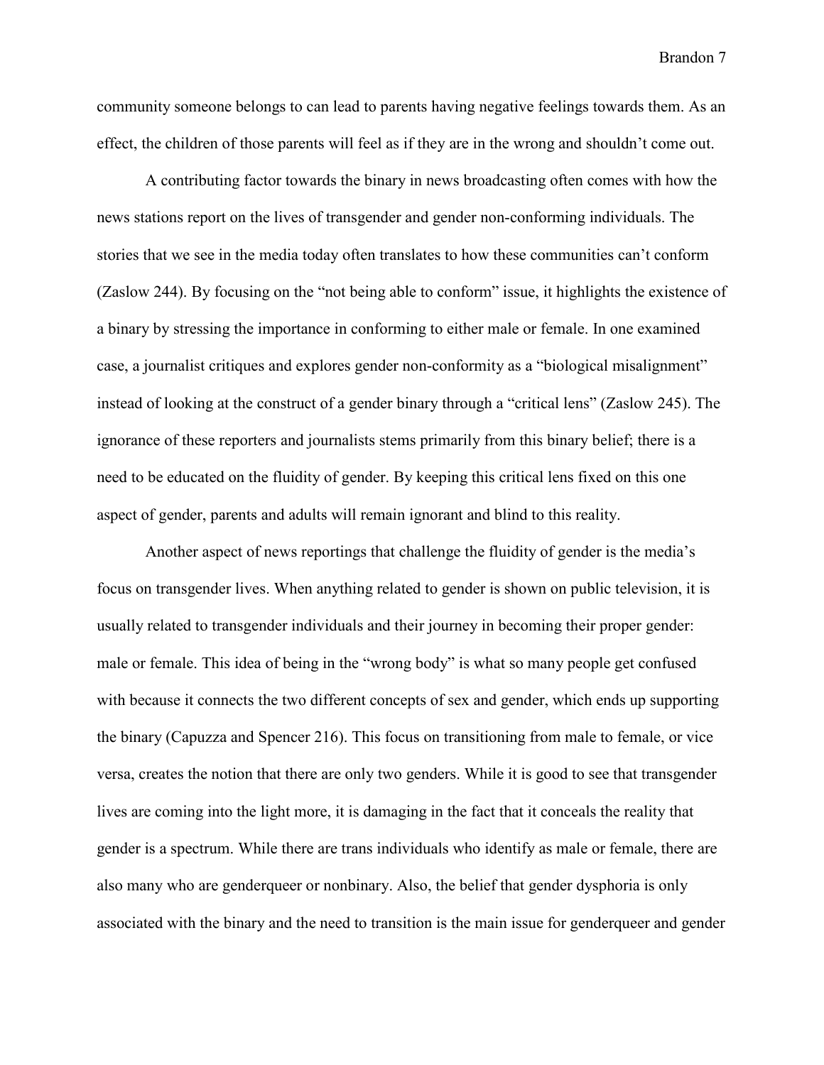community someone belongs to can lead to parents having negative feelings towards them. As an effect, the children of those parents will feel as if they are in the wrong and shouldn't come out.

A contributing factor towards the binary in news broadcasting often comes with how the news stations report on the lives of transgender and gender non-conforming individuals. The stories that we see in the media today often translates to how these communities can't conform (Zaslow 244). By focusing on the "not being able to conform" issue, it highlights the existence of a binary by stressing the importance in conforming to either male or female. In one examined case, a journalist critiques and explores gender non-conformity as a "biological misalignment" instead of looking at the construct of a gender binary through a "critical lens" (Zaslow 245). The ignorance of these reporters and journalists stems primarily from this binary belief; there is a need to be educated on the fluidity of gender. By keeping this critical lens fixed on this one aspect of gender, parents and adults will remain ignorant and blind to this reality.

Another aspect of news reportings that challenge the fluidity of gender is the media's focus on transgender lives. When anything related to gender is shown on public television, it is usually related to transgender individuals and their journey in becoming their proper gender: male or female. This idea of being in the "wrong body" is what so many people get confused with because it connects the two different concepts of sex and gender, which ends up supporting the binary (Capuzza and Spencer 216). This focus on transitioning from male to female, or vice versa, creates the notion that there are only two genders. While it is good to see that transgender lives are coming into the light more, it is damaging in the fact that it conceals the reality that gender is a spectrum. While there are trans individuals who identify as male or female, there are also many who are genderqueer or nonbinary. Also, the belief that gender dysphoria is only associated with the binary and the need to transition is the main issue for genderqueer and gender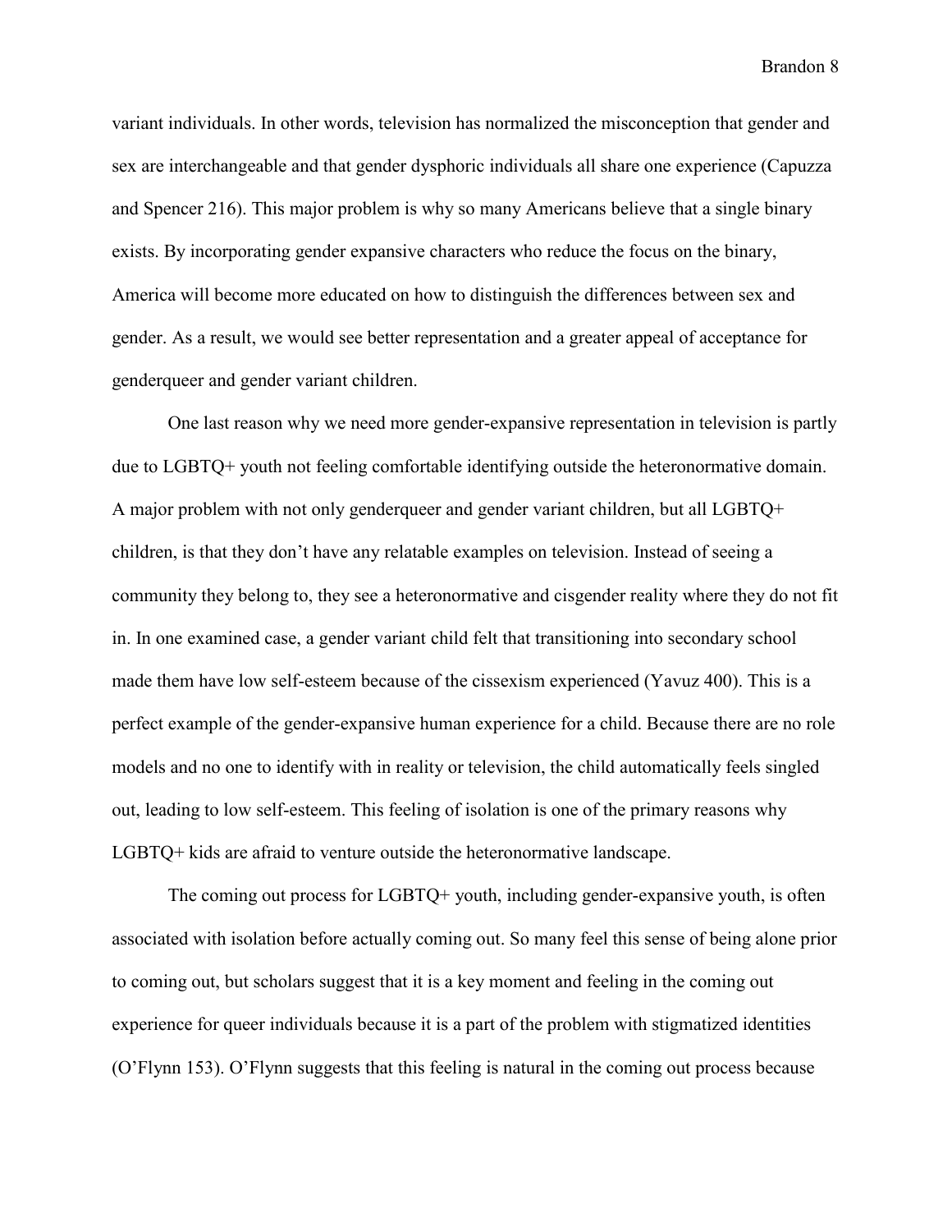variant individuals. In other words, television has normalized the misconception that gender and sex are interchangeable and that gender dysphoric individuals all share one experience (Capuzza and Spencer 216). This major problem is why so many Americans believe that a single binary exists. By incorporating gender expansive characters who reduce the focus on the binary, America will become more educated on how to distinguish the differences between sex and gender. As a result, we would see better representation and a greater appeal of acceptance for genderqueer and gender variant children.

One last reason why we need more gender-expansive representation in television is partly due to LGBTQ+ youth not feeling comfortable identifying outside the heteronormative domain. A major problem with not only genderqueer and gender variant children, but all LGBTQ+ children, is that they don't have any relatable examples on television. Instead of seeing a community they belong to, they see a heteronormative and cisgender reality where they do not fit in. In one examined case, a gender variant child felt that transitioning into secondary school made them have low self-esteem because of the cissexism experienced (Yavuz 400). This is a perfect example of the gender-expansive human experience for a child. Because there are no role models and no one to identify with in reality or television, the child automatically feels singled out, leading to low self-esteem. This feeling of isolation is one of the primary reasons why LGBTQ+ kids are afraid to venture outside the heteronormative landscape.

The coming out process for LGBTQ+ youth, including gender-expansive youth, is often associated with isolation before actually coming out. So many feel this sense of being alone prior to coming out, but scholars suggest that it is a key moment and feeling in the coming out experience for queer individuals because it is a part of the problem with stigmatized identities (O'Flynn 153). O'Flynn suggests that this feeling is natural in the coming out process because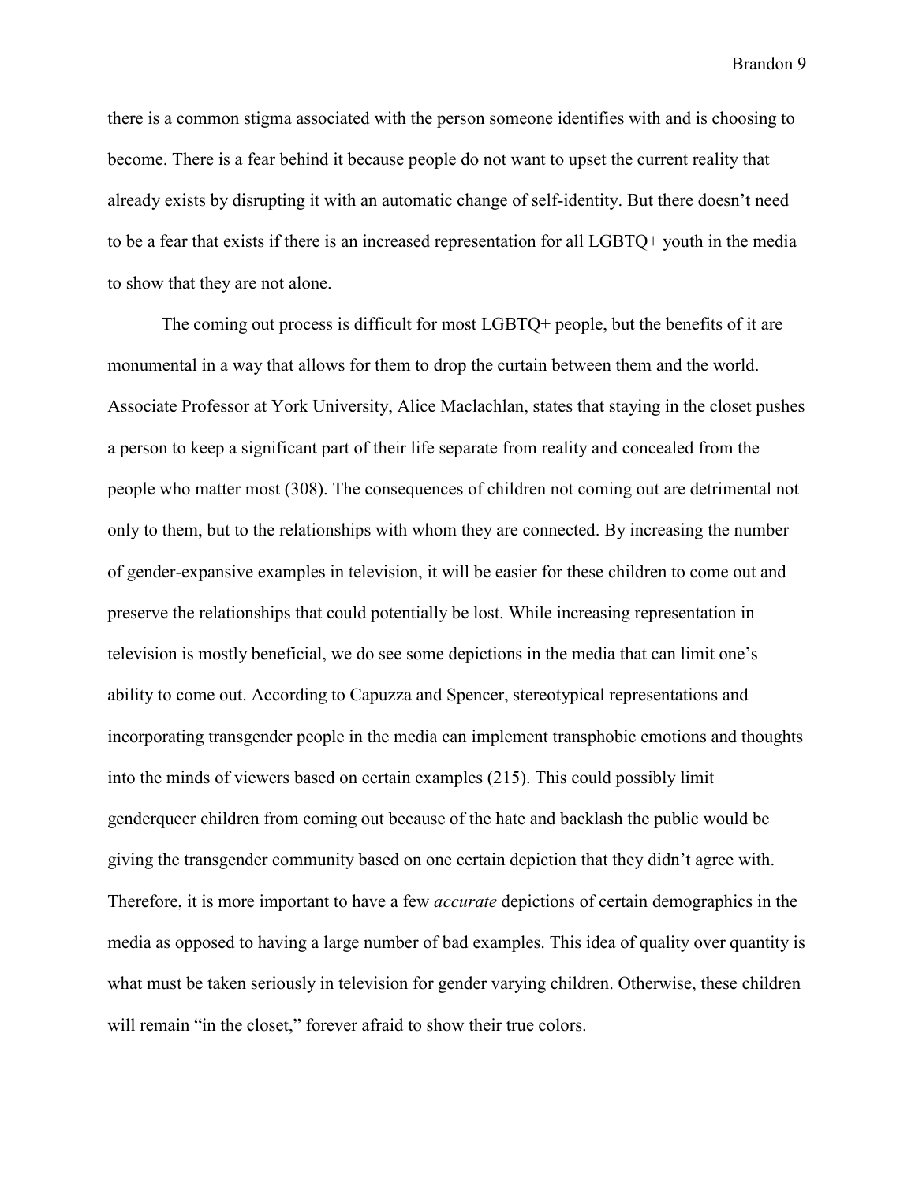there is a common stigma associated with the person someone identifies with and is choosing to become. There is a fear behind it because people do not want to upset the current reality that already exists by disrupting it with an automatic change of self-identity. But there doesn't need to be a fear that exists if there is an increased representation for all LGBTQ+ youth in the media to show that they are not alone.

The coming out process is difficult for most LGBTQ+ people, but the benefits of it are monumental in a way that allows for them to drop the curtain between them and the world. Associate Professor at York University, Alice Maclachlan, states that staying in the closet pushes a person to keep a significant part of their life separate from reality and concealed from the people who matter most (308). The consequences of children not coming out are detrimental not only to them, but to the relationships with whom they are connected. By increasing the number of gender-expansive examples in television, it will be easier for these children to come out and preserve the relationships that could potentially be lost. While increasing representation in television is mostly beneficial, we do see some depictions in the media that can limit one's ability to come out. According to Capuzza and Spencer, stereotypical representations and incorporating transgender people in the media can implement transphobic emotions and thoughts into the minds of viewers based on certain examples (215). This could possibly limit genderqueer children from coming out because of the hate and backlash the public would be giving the transgender community based on one certain depiction that they didn't agree with. Therefore, it is more important to have a few *accurate* depictions of certain demographics in the media as opposed to having a large number of bad examples. This idea of quality over quantity is what must be taken seriously in television for gender varying children. Otherwise, these children will remain "in the closet," forever afraid to show their true colors.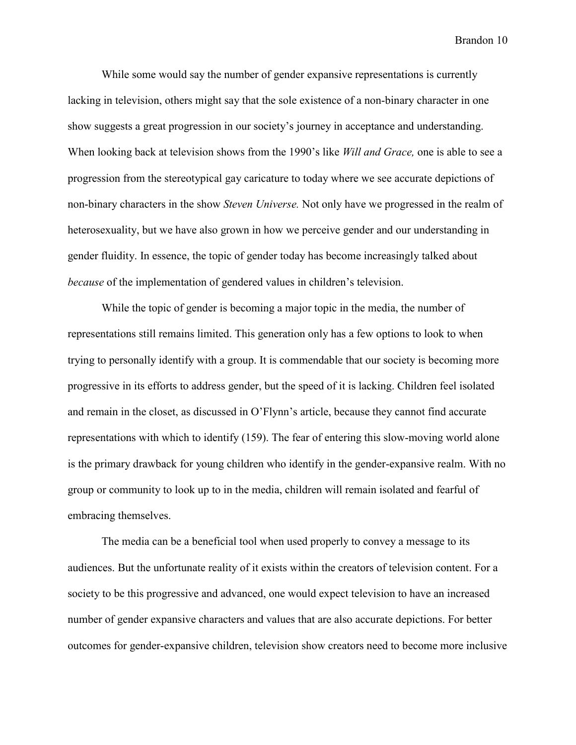While some would say the number of gender expansive representations is currently lacking in television, others might say that the sole existence of a non-binary character in one show suggests a great progression in our society's journey in acceptance and understanding. When looking back at television shows from the 1990's like *Will and Grace,* one is able to see a progression from the stereotypical gay caricature to today where we see accurate depictions of non-binary characters in the show *Steven Universe.* Not only have we progressed in the realm of heterosexuality, but we have also grown in how we perceive gender and our understanding in gender fluidity. In essence, the topic of gender today has become increasingly talked about *because* of the implementation of gendered values in children's television.

While the topic of gender is becoming a major topic in the media, the number of representations still remains limited. This generation only has a few options to look to when trying to personally identify with a group. It is commendable that our society is becoming more progressive in its efforts to address gender, but the speed of it is lacking. Children feel isolated and remain in the closet, as discussed in O'Flynn's article, because they cannot find accurate representations with which to identify (159). The fear of entering this slow-moving world alone is the primary drawback for young children who identify in the gender-expansive realm. With no group or community to look up to in the media, children will remain isolated and fearful of embracing themselves.

The media can be a beneficial tool when used properly to convey a message to its audiences. But the unfortunate reality of it exists within the creators of television content. For a society to be this progressive and advanced, one would expect television to have an increased number of gender expansive characters and values that are also accurate depictions. For better outcomes for gender-expansive children, television show creators need to become more inclusive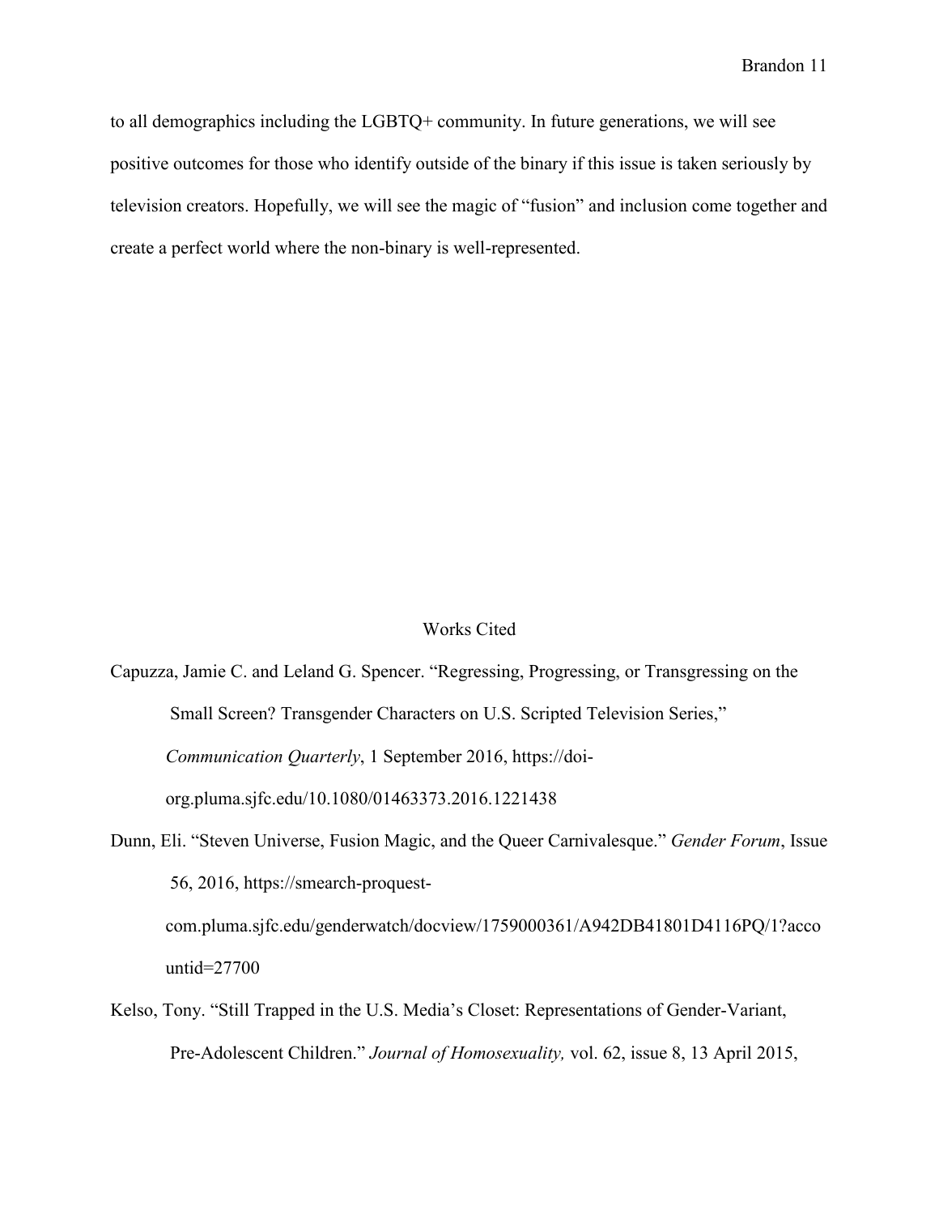to all demographics including the LGBTQ+ community. In future generations, we will see positive outcomes for those who identify outside of the binary if this issue is taken seriously by television creators. Hopefully, we will see the magic of "fusion" and inclusion come together and create a perfect world where the non-binary is well-represented.

## Works Cited

Capuzza, Jamie C. and Leland G. Spencer. "Regressing, Progressing, or Transgressing on the Small Screen? Transgender Characters on U.S. Scripted Television Series," *Communication Quarterly*, 1 September 2016, https://doi-org.pluma.sjfc.edu/10.1080/01463373.2016.1221438

Dunn, Eli. "Steven Universe, Fusion Magic, and the Queer Carnivalesque." *Gender Forum*, Issue 56, 2016, https://smearch-proquest-com.pluma.sjfc.edu/genderwatch/docview/1759000361/A942DB41801D4116PQ/1?accountid=27700

Kelso, Tony. "Still Trapped in the U.S. Media's Closet: Representations of Gender-Variant, Pre-Adolescent Children." *Journal of Homosexuality,* vol. 62, issue 8, 13 April 2015,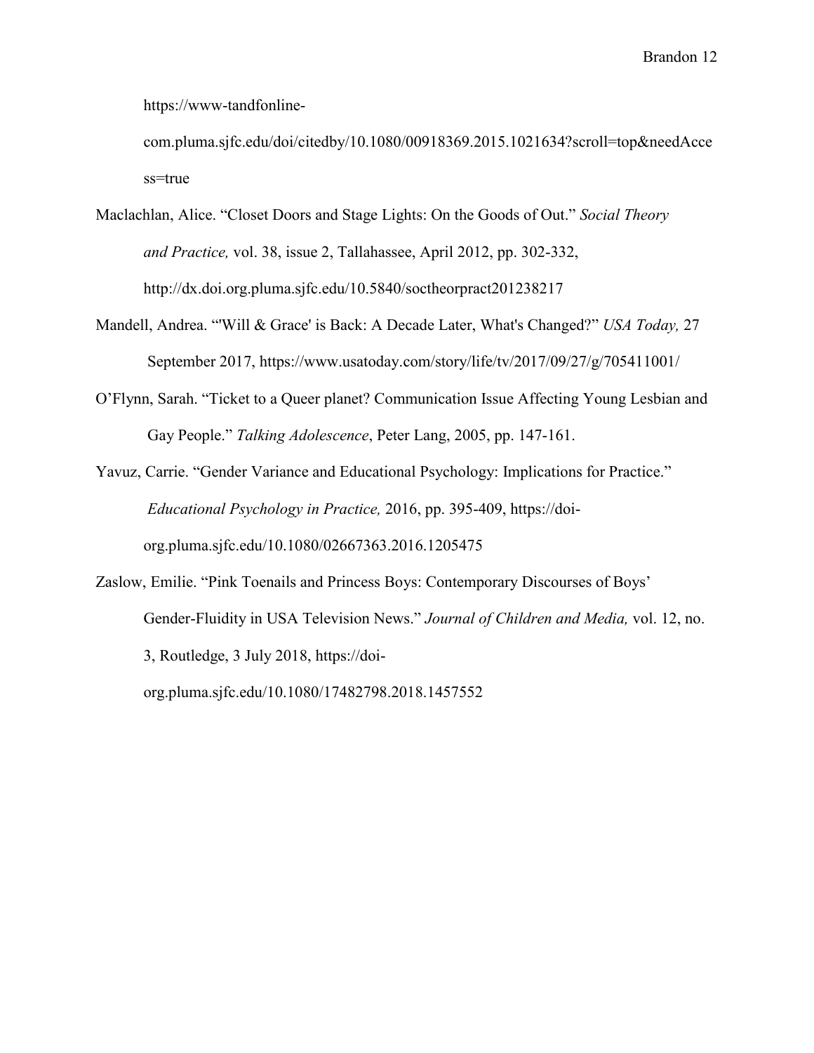https://www-tandfonline-com.pluma.sjfc.edu/doi/citedby/10.1080/00918369.2015.1021634?scroll=top&needAccess=true

Maclachlan, Alice. "Closet Doors and Stage Lights: On the Goods of Out." *Social Theory and Practice,* vol. 38, issue 2, Tallahassee, April 2012, pp. 302-332, http://dx.doi.org.pluma.sjfc.edu/10.5840/soctheorpract201238217

Mandell, Andrea. "'Will & Grace' is Back: A Decade Later, What's Changed?" *USA Today,* 27 September 2017, https://www.usatoday.com/story/life/tv/2017/09/27/g/705411001/

O'Flynn, Sarah. "Ticket to a Queer planet? Communication Issue Affecting Young Lesbian and Gay People." *Talking Adolescence*, Peter Lang, 2005, pp. 147-161.

Yavuz, Carrie. "Gender Variance and Educational Psychology: Implications for Practice." *Educational Psychology in Practice,* 2016, pp. 395-409, https://doi-org.pluma.sjfc.edu/10.1080/02667363.2016.1205475

Zaslow, Emilie. "Pink Toenails and Princess Boys: Contemporary Discourses of Boys' Gender-Fluidity in USA Television News." *Journal of Children and Media,* vol. 12, no. 3, Routledge, 3 July 2018, https://doi-org.pluma.sjfc.edu/10.1080/17482798.2018.1457552